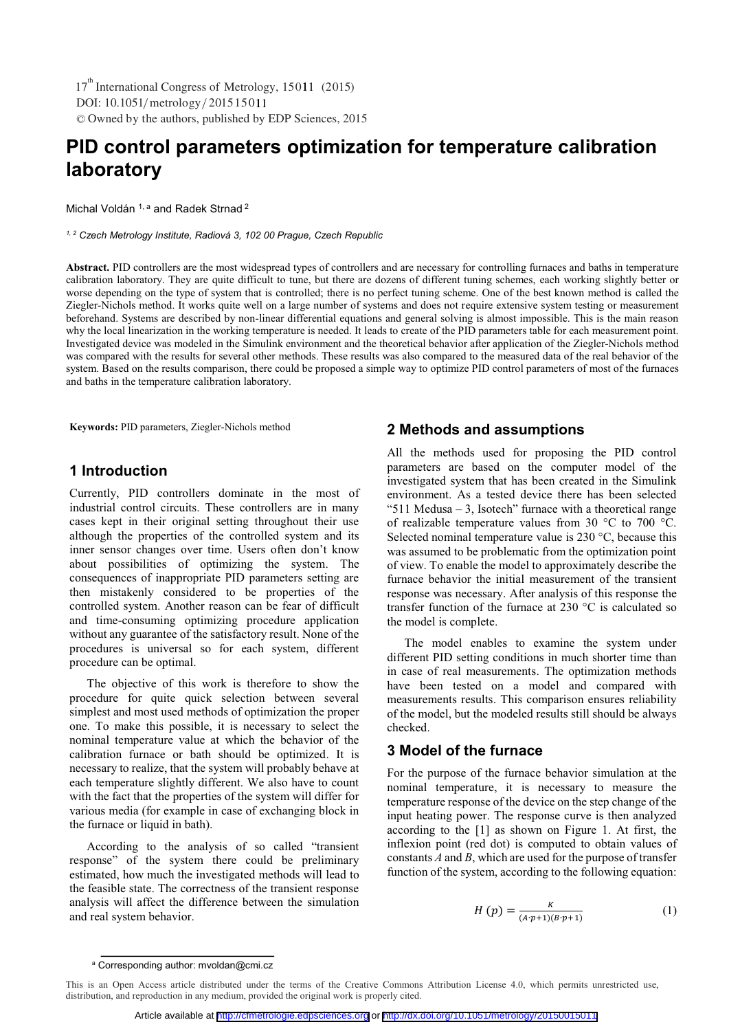# PID control parameters optimization for temperature calibration laboratory

Michal Voldán [1,a] and Radek Strnad [2]

*[1,2] Czech Metrology Institute, Radiová 3, 102 00 Prague, Czech Republic*

**Abstract.** PID controllers are the most widespread types of controllers and are necessary for controlling furnaces and baths in temperature calibration laboratory. They are quite difficult to tune, but there are dozens of different tuning schemes, each working slightly better or worse depending on the type of system that is controlled; there is no perfect tuning scheme. One of the best known method is called the Ziegler-Nichols method. It works quite well on a large number of systems and does not require extensive system testing or measurement beforehand. Systems are described by non-linear differential equations and general solving is almost impossible. This is the main reason why the local linearization in the working temperature is needed. It leads to create of the PID parameters table for each measurement point. Investigated device was modeled in the Simulink environment and the theoretical behavior after application of the Ziegler-Nichols method was compared with the results for several other methods. These results was also compared to the measured data of the real behavior of the system. Based on the results comparison, there could be proposed a simple way to optimize PID control parameters of most of the furnaces and baths in the temperature calibration laboratory.

**Keywords:** PID parameters, Ziegler-Nichols method

## 1 Introduction

Currently, PID controllers dominate in the most of industrial control circuits. These controllers are in many cases kept in their original setting throughout their use although the properties of the controlled system and its inner sensor changes over time. Users often don't know about possibilities of optimizing the system. The consequences of inappropriate PID parameters setting are then mistakenly considered to be properties of the controlled system. Another reason can be fear of difficult and time-consuming optimizing procedure application without any guarantee of the satisfactory result. None of the procedures is universal so for each system, different procedure can be optimal.

The objective of this work is therefore to show the procedure for quite quick selection between several simplest and most used methods of optimization the proper one. To make this possible, it is necessary to select the nominal temperature value at which the behavior of the calibration furnace or bath should be optimized. It is necessary to realize, that the system will probably behave at each temperature slightly different. We also have to count with the fact that the properties of the system will differ for various media (for example in case of exchanging block in the furnace or liquid in bath).

According to the analysis of so called "transient response" of the system there could be preliminary estimated, how much the investigated methods will lead to the feasible state. The correctness of the transient response analysis will affect the difference between the simulation and real system behavior.

## 2 Methods and assumptions

All the methods used for proposing the PID control parameters are based on the computer model of the investigated system that has been created in the Simulink environment. As a tested device there has been selected "511 Medusa – 3, Isotech" furnace with a theoretical range of realizable temperature values from 30 °C to 700 °C. Selected nominal temperature value is 230 °C, because this was assumed to be problematic from the optimization point of view. To enable the model to approximately describe the furnace behavior the initial measurement of the transient response was necessary. After analysis of this response the transfer function of the furnace at 230 °C is calculated so the model is complete.

The model enables to examine the system under different PID setting conditions in much shorter time than in case of real measurements. The optimization methods have been tested on a model and compared with measurements results. This comparison ensures reliability of the model, but the modeled results still should be always checked.

## 3 Model of the furnace

For the purpose of the furnace behavior simulation at the nominal temperature, it is necessary to measure the temperature response of the device on the step change of the input heating power. The response curve is then analyzed according to the [1] as shown on Figure 1. At first, the inflexion point (red dot) is computed to obtain values of constants $A$ and $B$, which are used for the purpose of transfer function of the system, according to the following equation:

$$H\,(p) = \frac{K}{(A \cdot p + 1)(B \cdot p + 1)} \tag{1}$$

[a] Corresponding author: mvoldan@cmi.cz

This is an Open Access article distributed under the terms of the Creative Commons Attribution License 4.0, which permits unrestricted use, distribution, and reproduction in any medium, provided the original work is properly cited.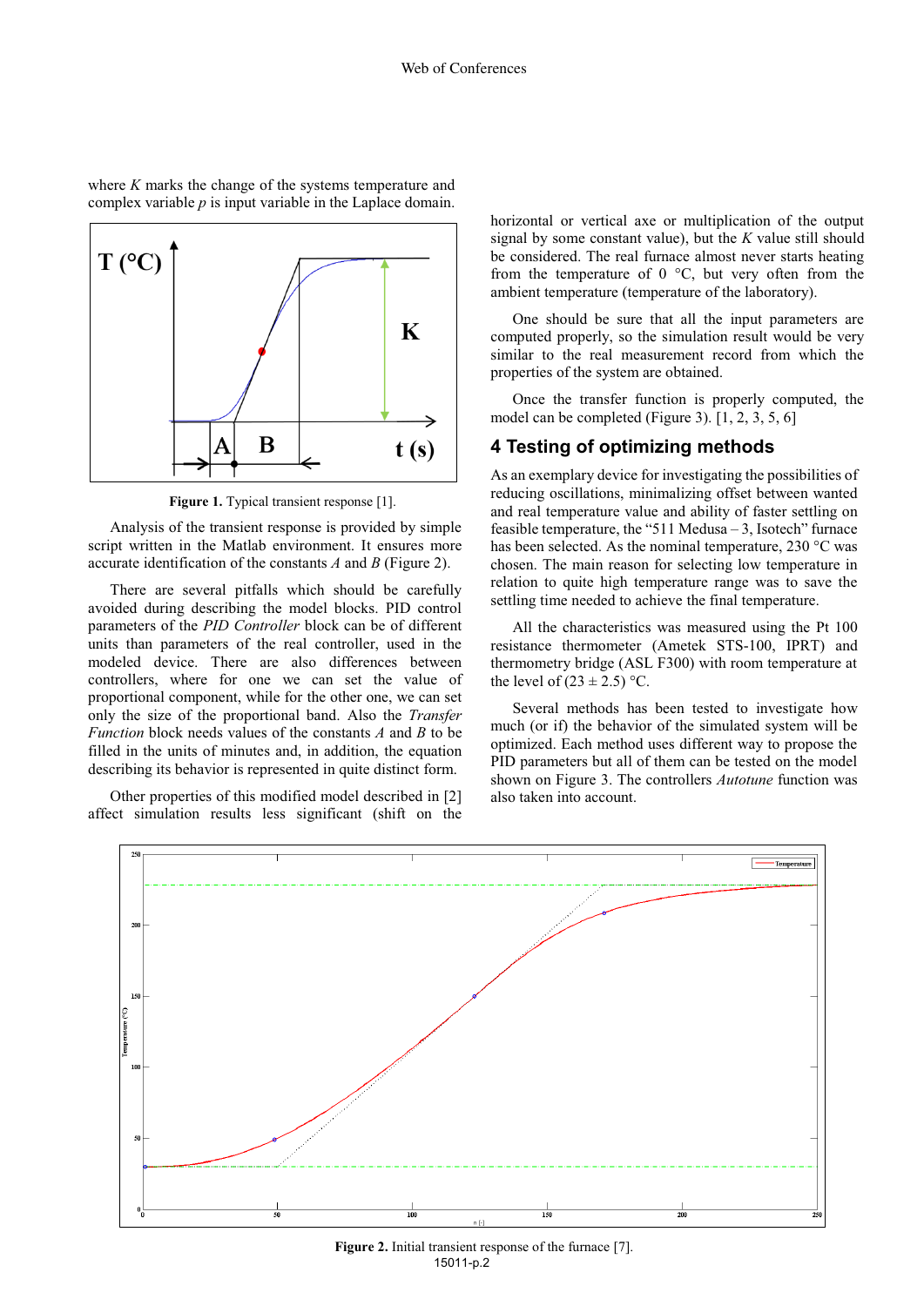where $K$ marks the change of the systems temperature and complex variable $p$ is input variable in the Laplace domain.

**Figure 1.** Typical transient response [1].

Analysis of the transient response is provided by simple script written in the Matlab environment. It ensures more accurate identification of the constants $A$ and $B$ (Figure 2).

There are several pitfalls which should be carefully avoided during describing the model blocks. PID control parameters of the *PID Controller* block can be of different units than parameters of the real controller, used in the modeled device. There are also differences between controllers, where for one we can set the value of proportional component, while for the other one, we can set only the size of the proportional band. Also the *Transfer Function* block needs values of the constants $A$ and $B$ to be filled in the units of minutes and, in addition, the equation describing its behavior is represented in quite distinct form.

Other properties of this modified model described in [2] affect simulation results less significant (shift on the horizontal or vertical axe or multiplication of the output signal by some constant value), but the $K$ value still should be considered. The real furnace almost never starts heating from the temperature of 0 °C, but very often from the ambient temperature (temperature of the laboratory).

One should be sure that all the input parameters are computed properly, so the simulation result would be very similar to the real measurement record from which the properties of the system are obtained.

Once the transfer function is properly computed, the model can be completed (Figure 3). [1, 2, 3, 5, 6]

## 4 Testing of optimizing methods

As an exemplary device for investigating the possibilities of reducing oscillations, minimalizing offset between wanted and real temperature value and ability of faster settling on feasible temperature, the "511 Medusa – 3, Isotech" furnace has been selected. As the nominal temperature, 230 °C was chosen. The main reason for selecting low temperature in relation to quite high temperature range was to save the settling time needed to achieve the final temperature.

All the characteristics was measured using the Pt 100 resistance thermometer (Ametek STS-100, IPRT) and thermometry bridge (ASL F300) with room temperature at the level of (23 ± 2.5) °C.

Several methods has been tested to investigate how much (or if) the behavior of the simulated system will be optimized. Each method uses different way to propose the PID parameters but all of them can be tested on the model shown on Figure 3. The controllers *Autotune* function was also taken into account.

**Figure 2.** Initial transient response of the furnace [7].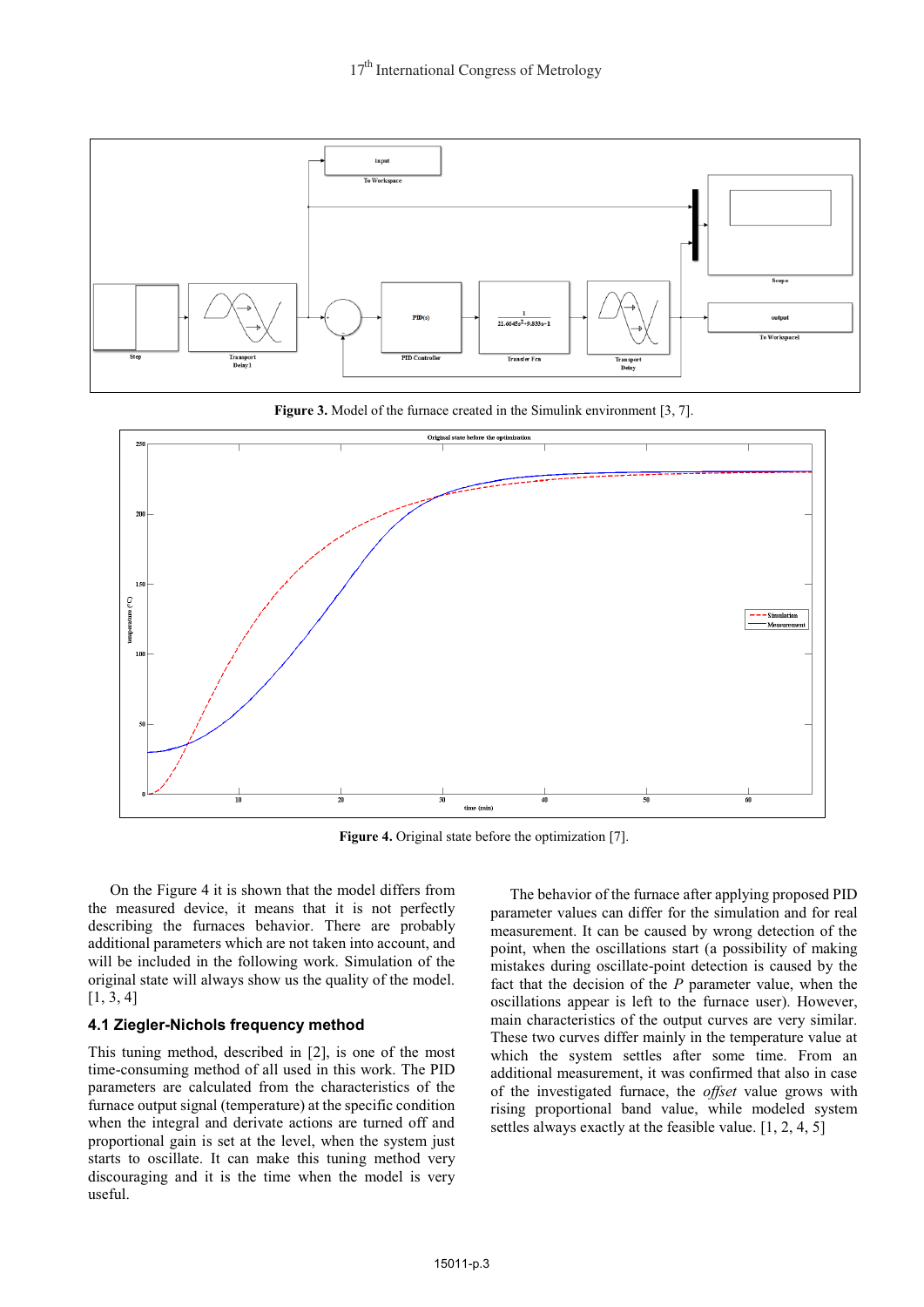Figure 3. Model of the furnace created in the Simulink environment [3, 7].

Figure 4. Original state before the optimization [7].

On the Figure 4 it is shown that the model differs from the measured device, it means that it is not perfectly describing the furnaces behavior. There are probably additional parameters which are not taken into account, and will be included in the following work. Simulation of the original state will always show us the quality of the model. [1, 3, 4]

### 4.1 Ziegler-Nichols frequency method

This tuning method, described in [2], is one of the most time-consuming method of all used in this work. The PID parameters are calculated from the characteristics of the furnace output signal (temperature) at the specific condition when the integral and derivate actions are turned off and proportional gain is set at the level, when the system just starts to oscillate. It can make this tuning method very discouraging and it is the time when the model is very useful.

The behavior of the furnace after applying proposed PID parameter values can differ for the simulation and for real measurement. It can be caused by wrong detection of the point, when the oscillations start (a possibility of making mistakes during oscillate-point detection is caused by the fact that the decision of the *P* parameter value, when the oscillations appear is left to the furnace user). However, main characteristics of the output curves are very similar. These two curves differ mainly in the temperature value at which the system settles after some time. From an additional measurement, it was confirmed that also in case of the investigated furnace, the *offset* value grows with rising proportional band value, while modeled system settles always exactly at the feasible value. [1, 2, 4, 5]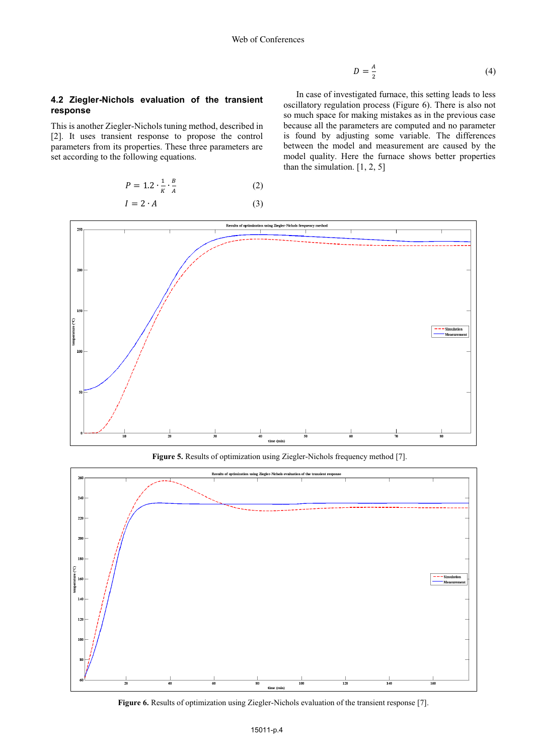### 4.2 Ziegler-Nichols evaluation of the transient response

This is another Ziegler-Nichols tuning method, described in [2]. It uses transient response to propose the control parameters from its properties. These three parameters are set according to the following equations.

$$P = 1.2 \cdot \frac{1}{K} \cdot \frac{B}{A} \tag{2}$$

$$I = 2 \cdot A \tag{3}$$

$$D = \frac{A}{2} \tag{4}$$

In case of investigated furnace, this setting leads to less oscillatory regulation process (Figure 6). There is also not so much space for making mistakes as in the previous case because all the parameters are computed and no parameter is found by adjusting some variable. The differences between the model and measurement are caused by the model quality. Here the furnace shows better properties than the simulation. [1, 2, 5]

**Figure 5.** Results of optimization using Ziegler-Nichols frequency method [7].

**Figure 6.** Results of optimization using Ziegler-Nichols evaluation of the transient response [7].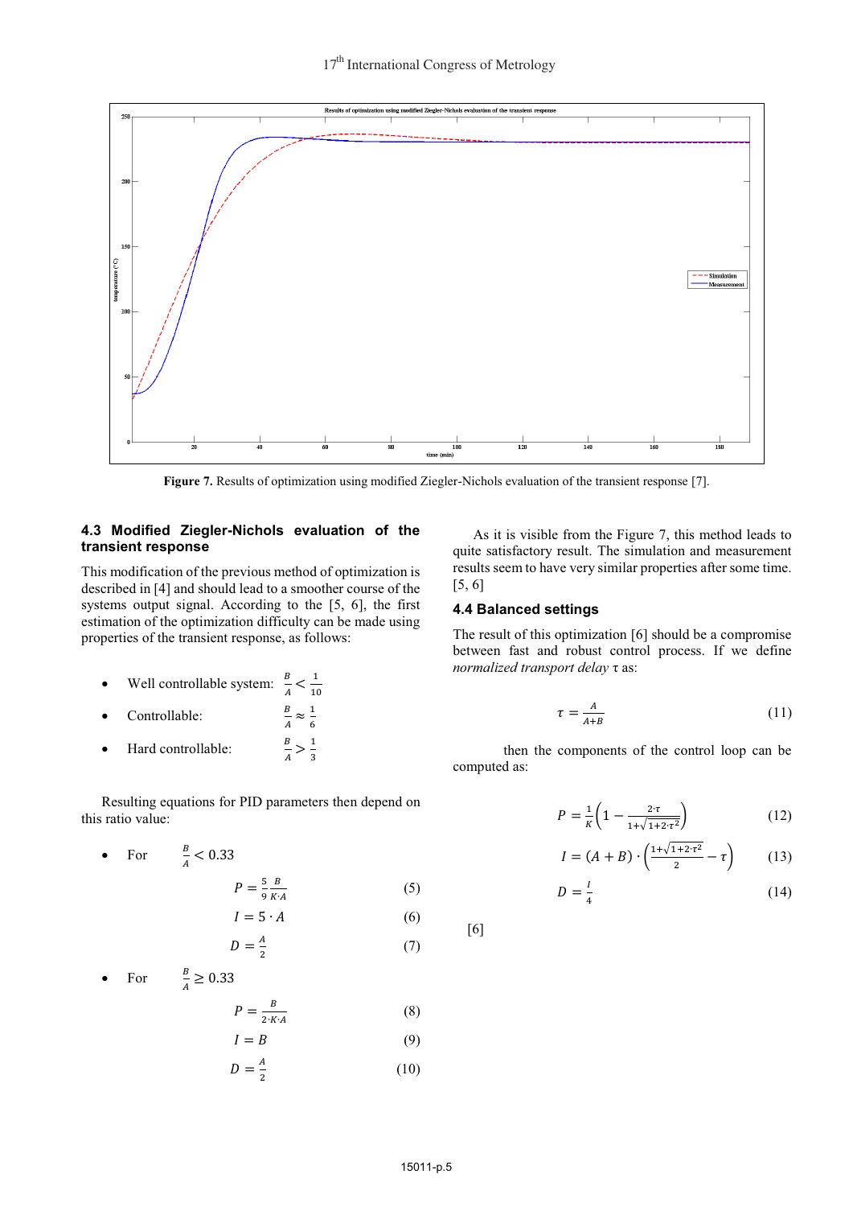Figure 7. Results of optimization using modified Ziegler-Nichols evaluation of the transient response [7].

### 4.3 Modified Ziegler-Nichols evaluation of the transient response

This modification of the previous method of optimization is described in [4] and should lead to a smoother course of the systems output signal. According to the [5, 6], the first estimation of the optimization difficulty can be made using properties of the transient response, as follows:

- Well controllable system: $\frac{B}{A} < \frac{1}{10}$
- Controllable: $\frac{B}{A} \approx \frac{1}{6}$
- Hard controllable: $\frac{B}{A} > \frac{1}{3}$

Resulting equations for PID parameters then depend on this ratio value:

- For $\frac{B}{A} < 0.33$

$$P = \frac{5}{9}\frac{B}{K \cdot A} \tag{5}$$

$$I = 5 \cdot A \tag{6}$$

$$D = \frac{A}{2} \tag{7}$$

- For $\frac{B}{A} \geq 0.33$

$$P = \frac{B}{2 \cdot K \cdot A} \tag{8}$$

$$I = B \tag{9}$$

$$D = \frac{A}{2} \tag{10}$$

As it is visible from the Figure 7, this method leads to quite satisfactory result. The simulation and measurement results seem to have very similar properties after some time. [5, 6]

### 4.4 Balanced settings

The result of this optimization [6] should be a compromise between fast and robust control process. If we define *normalized transport delay* τ as:

$$\tau = \frac{A}{A+B} \tag{11}$$

then the components of the control loop can be computed as:

$$P = \frac{1}{K}\left(1 - \frac{2 \cdot \tau}{1+\sqrt{1+2 \cdot \tau^2}}\right) \tag{12}$$

$$I = (A+B) \cdot \left(\frac{1+\sqrt{1+2 \cdot \tau^2}}{2} - \tau\right) \tag{13}$$

$$D = \frac{I}{4} \tag{14}$$

[6]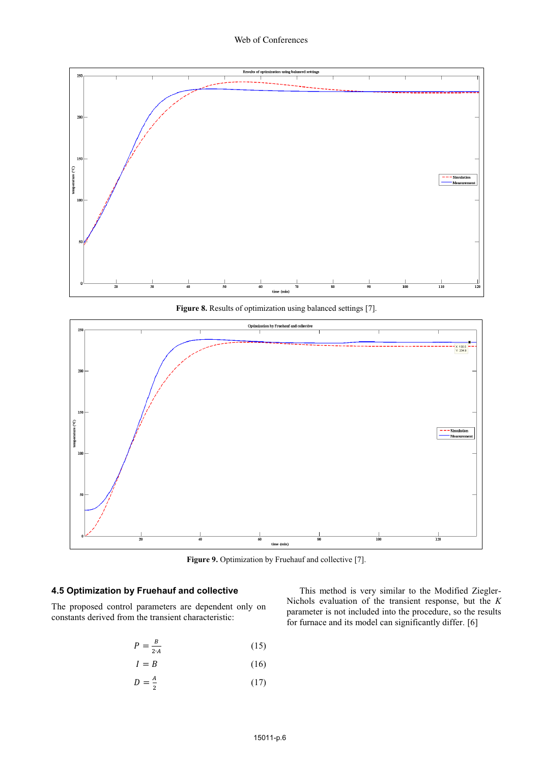**Figure 8.** Results of optimization using balanced settings [7].

**Figure 9.** Optimization by Fruehauf and collective [7].

### 4.5 Optimization by Fruehauf and collective

The proposed control parameters are dependent only on constants derived from the transient characteristic:

$$P = \frac{B}{2 \cdot A} \quad (15)$$

$$I = B \quad (16)$$

$$D = \frac{A}{2} \quad (17)$$

This method is very similar to the Modified Ziegler-Nichols evaluation of the transient response, but the $K$ parameter is not included into the procedure, so the results for furnace and its model can significantly differ. [6]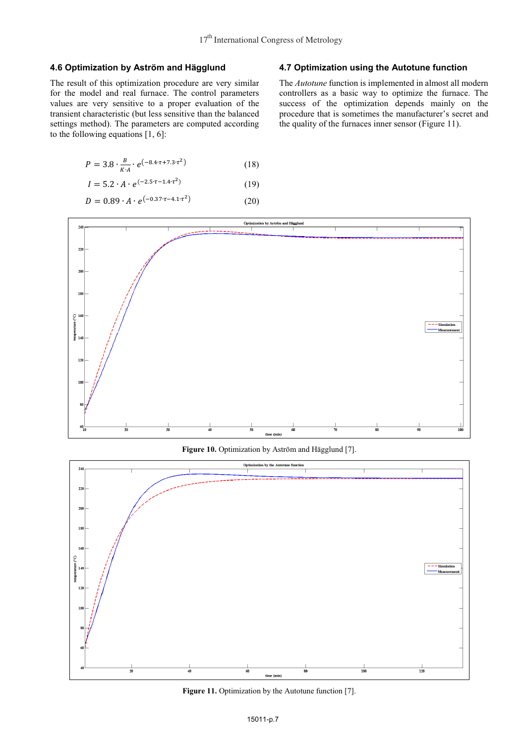### 4.6 Optimization by Aström and Hägglund

The result of this optimization procedure are very similar for the model and real furnace. The control parameters values are very sensitive to a proper evaluation of the transient characteristic (but less sensitive than the balanced settings method). The parameters are computed according to the following equations [1, 6]:

$$P = 3.8 \cdot \frac{B}{K \cdot A} \cdot e^{(-8.4 \cdot \tau + 7.3 \cdot \tau^2)} \tag{18}$$

$$I = 5.2 \cdot A \cdot e^{(-2.5 \cdot \tau - 1.4 \cdot \tau^2)} \tag{19}$$

$$D = 0.89 \cdot A \cdot e^{(-0.37 \cdot \tau - 4.1 \cdot \tau^2)} \tag{20}$$

### 4.7 Optimization using the Autotune function

The *Autotune* function is implemented in almost all modern controllers as a basic way to optimize the furnace. The success of the optimization depends mainly on the procedure that is sometimes the manufacturer's secret and the quality of the furnaces inner sensor (Figure 11).

**Figure 10.** Optimization by Aström and Hägglund [7].

**Figure 11.** Optimization by the Autotune function [7].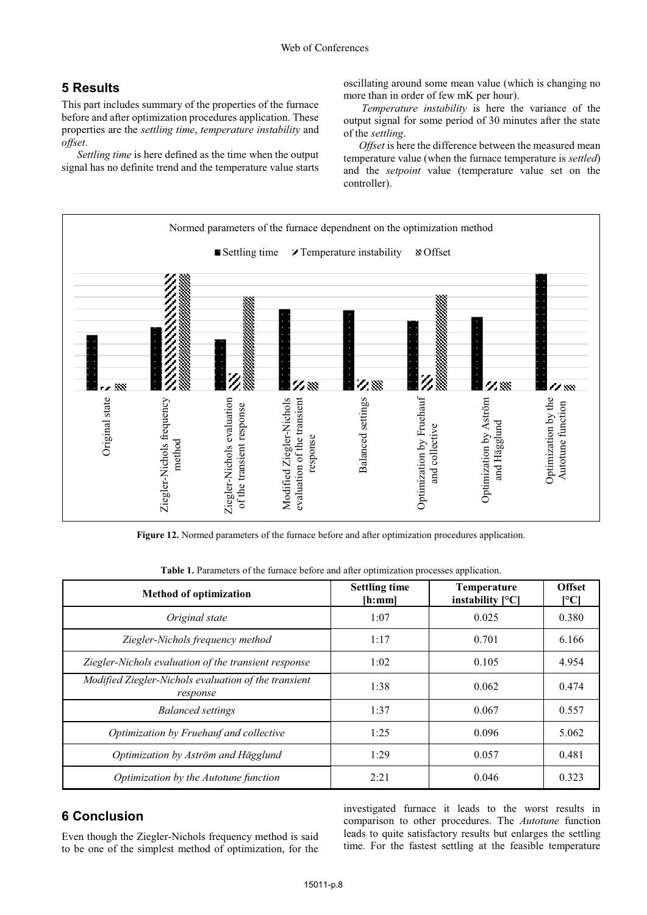## 5 Results

This part includes summary of the properties of the furnace before and after optimization procedures application. These properties are the *settling time*, *temperature instability* and *offset*.

*Settling time* is here defined as the time when the output signal has no definite trend and the temperature value starts oscillating around some mean value (which is changing no more than in order of few mK per hour).

*Temperature instability* is here the variance of the output signal for some period of 30 minutes after the state of the *settling*.

*Offset* is here the difference between the measured mean temperature value (when the furnace temperature is *settled*) and the *setpoint* value (temperature value set on the controller).

**Figure 12.** Normed parameters of the furnace before and after optimization procedures application.

**Table 1.** Parameters of the furnace before and after optimization processes application.

| Method of optimization | Settling time [h:mm] | Temperature instability [°C] | Offset [°C] |
|---|---|---|---|
| *Original state* | 1:07 | 0.025 | 0.380 |
| *Ziegler-Nichols frequency method* | 1:17 | 0.701 | 6.166 |
| *Ziegler-Nichols evaluation of the transient response* | 1:02 | 0.105 | 4.954 |
| *Modified Ziegler-Nichols evaluation of the transient response* | 1:38 | 0.062 | 0.474 |
| *Balanced settings* | 1:37 | 0.067 | 0.557 |
| *Optimization by Fruehauf and collective* | 1:25 | 0.096 | 5.062 |
| *Optimization by Aström and Hägglund* | 1:29 | 0.057 | 0.481 |
| *Optimization by the Autotune function* | 2:21 | 0.046 | 0.323 |

## 6 Conclusion

Even though the Ziegler-Nichols frequency method is said to be one of the simplest method of optimization, for the investigated furnace it leads to the worst results in comparison to other procedures. The *Autotune* function leads to quite satisfactory results but enlarges the settling time. For the fastest settling at the feasible temperature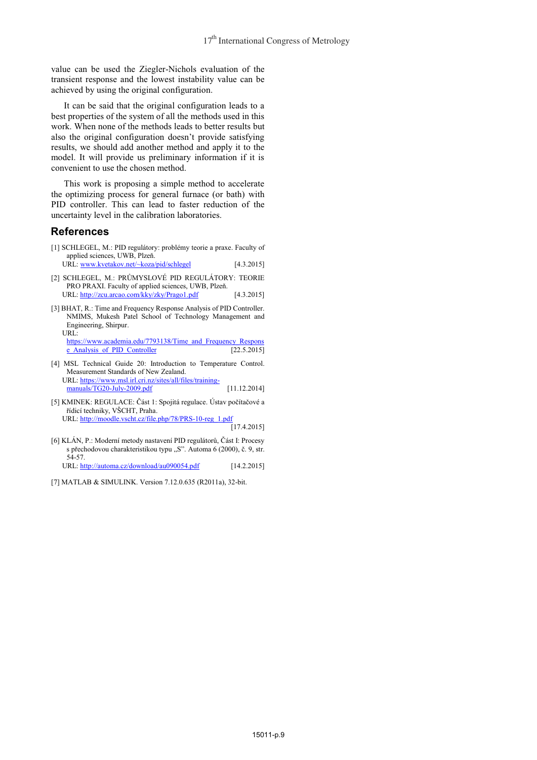value can be used the Ziegler-Nichols evaluation of the transient response and the lowest instability value can be achieved by using the original configuration.

It can be said that the original configuration leads to a best properties of the system of all the methods used in this work. When none of the methods leads to better results but also the original configuration doesn't provide satisfying results, we should add another method and apply it to the model. It will provide us preliminary information if it is convenient to use the chosen method.

This work is proposing a simple method to accelerate the optimizing process for general furnace (or bath) with PID controller. This can lead to faster reduction of the uncertainty level in the calibration laboratories.

## References

[1] SCHLEGEL, M.: PID regulátory: problémy teorie a praxe. Faculty of applied sciences, UWB, Plzeň.
URL: www.kvetakov.net/~koza/pid/schlegel [4.3.2015]

[2] SCHLEGEL, M.: PRŮMYSLOVÉ PID REGULÁTORY: TEORIE PRO PRAXI. Faculty of applied sciences, UWB, Plzeň.
URL: http://zcu.arcao.com/kky/zky/Prago1.pdf [4.3.2015]

[3] BHAT, R.: Time and Frequency Response Analysis of PID Controller. NMIMS, Mukesh Patel School of Technology Management and Engineering, Shirpur.
URL: https://www.academia.edu/7793138/Time_and_Frequency_Response_Analysis_of_PID_Controller [22.5.2015]

[4] MSL Technical Guide 20: Introduction to Temperature Control. Measurement Standards of New Zealand.
URL: https://www.msl.irl.cri.nz/sites/all/files/training-manuals/TG20-July-2009.pdf [11.12.2014]

[5] KMINEK: REGULACE: Část 1: Spojitá regulace. Ústav počítačové a řídicí techniky, VŠCHT, Praha.
URL: http://moodle.vscht.cz/file.php/78/PRS-10-reg_1.pdf [17.4.2015]

[6] KLÁN, P.: Moderní metody nastavení PID regulátorů, Část I: Procesy s přechodovou charakteristikou typu „S". Automa 6 (2000), č. 9, str. 54-57.
URL: http://automa.cz/download/au090054.pdf [14.2.2015]

[7] MATLAB & SIMULINK. Version 7.12.0.635 (R2011a), 32-bit.